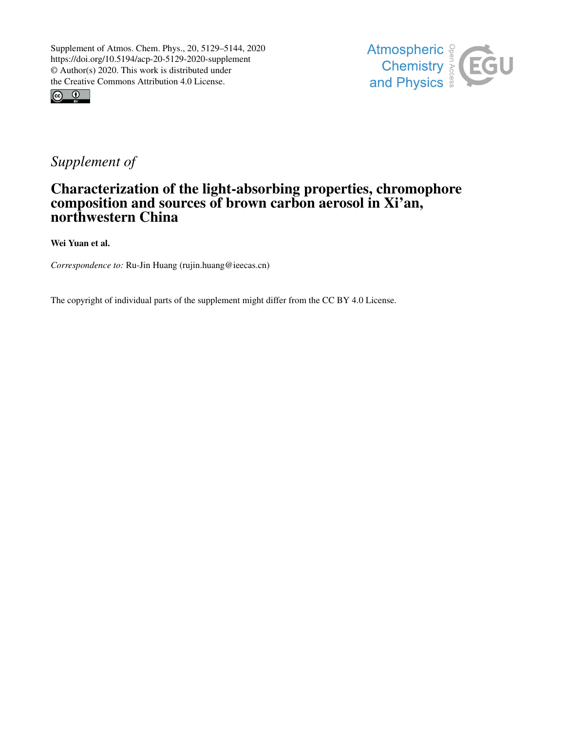Supplement of Atmos. Chem. Phys., 20, 5129–5144, 2020
https://doi.org/10.5194/acp-20-5129-2020-supplement
© Author(s) 2020. This work is distributed under
the Creative Commons Attribution 4.0 License.

*Supplement of*

# Characterization of the light-absorbing properties, chromophore composition and sources of brown carbon aerosol in Xi'an, northwestern China

**Wei Yuan et al.**

*Correspondence to:* Ru-Jin Huang (rujin.huang@ieecas.cn)

The copyright of individual parts of the supplement might differ from the CC BY 4.0 License.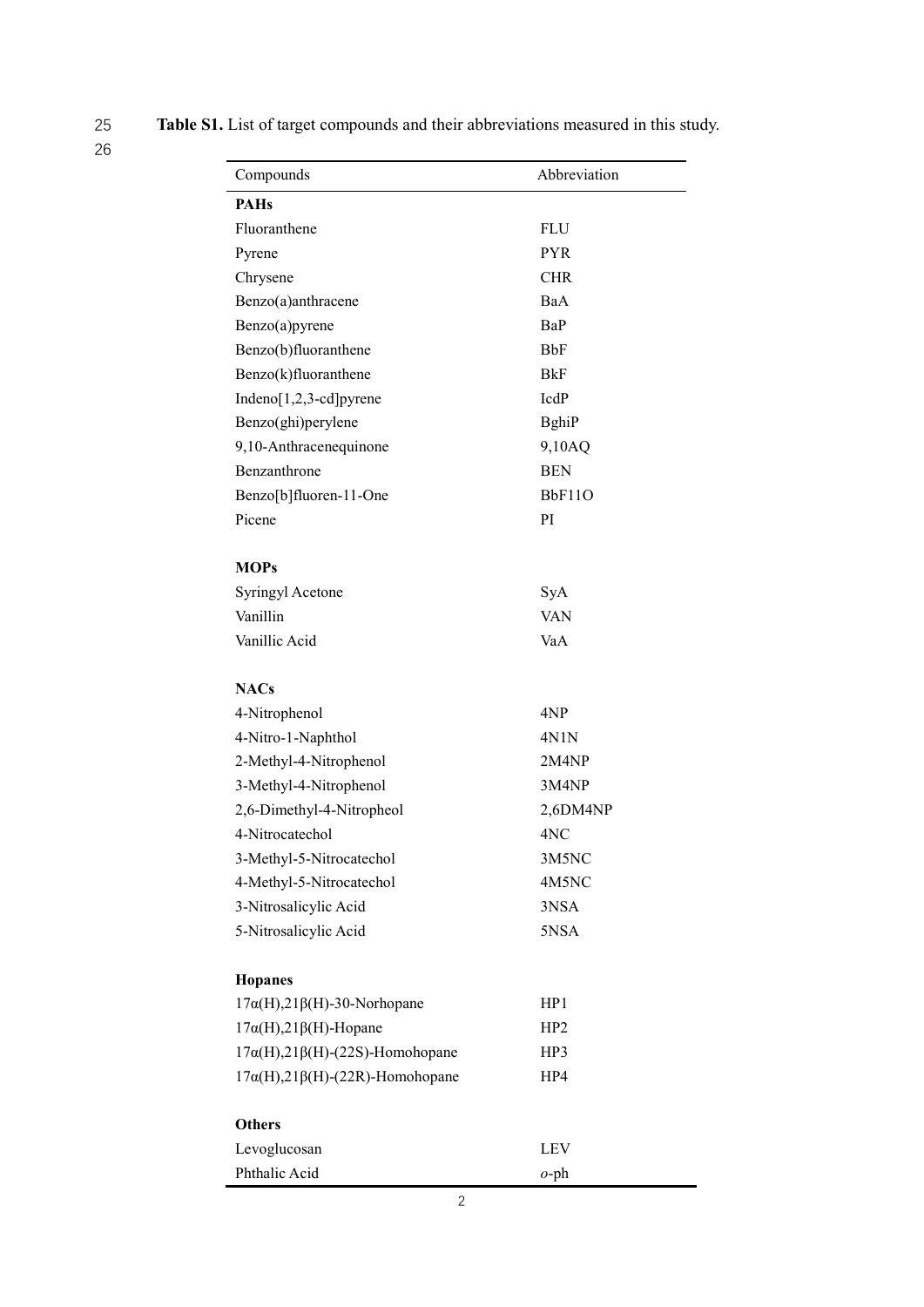**Table S1.** List of target compounds and their abbreviations measured in this study.

| Compounds | Abbreviation |
|---|---|
| **PAHs** | |
| Fluoranthene | FLU |
| Pyrene | PYR |
| Chrysene | CHR |
| Benzo(a)anthracene | BaA |
| Benzo(a)pyrene | BaP |
| Benzo(b)fluoranthene | BbF |
| Benzo(k)fluoranthene | BkF |
| Indeno[1,2,3-cd]pyrene | IcdP |
| Benzo(ghi)perylene | BghiP |
| 9,10-Anthracenequinone | 9,10AQ |
| Benzanthrone | BEN |
| Benzo[b]fluoren-11-One | BbF11O |
| Picene | PI |
| **MOPs** | |
| Syringyl Acetone | SyA |
| Vanillin | VAN |
| Vanillic Acid | VaA |
| **NACs** | |
| 4-Nitrophenol | 4NP |
| 4-Nitro-1-Naphthol | 4N1N |
| 2-Methyl-4-Nitrophenol | 2M4NP |
| 3-Methyl-4-Nitrophenol | 3M4NP |
| 2,6-Dimethyl-4-Nitropheol | 2,6DM4NP |
| 4-Nitrocatechol | 4NC |
| 3-Methyl-5-Nitrocatechol | 3M5NC |
| 4-Methyl-5-Nitrocatechol | 4M5NC |
| 3-Nitrosalicylic Acid | 3NSA |
| 5-Nitrosalicylic Acid | 5NSA |
| **Hopanes** | |
| 17α(H),21β(H)-30-Norhopane | HP1 |
| 17α(H),21β(H)-Hopane | HP2 |
| 17α(H),21β(H)-(22S)-Homohopane | HP3 |
| 17α(H),21β(H)-(22R)-Homohopane | HP4 |
| **Others** | |
| Levoglucosan | LEV |
| Phthalic Acid | *o*-ph |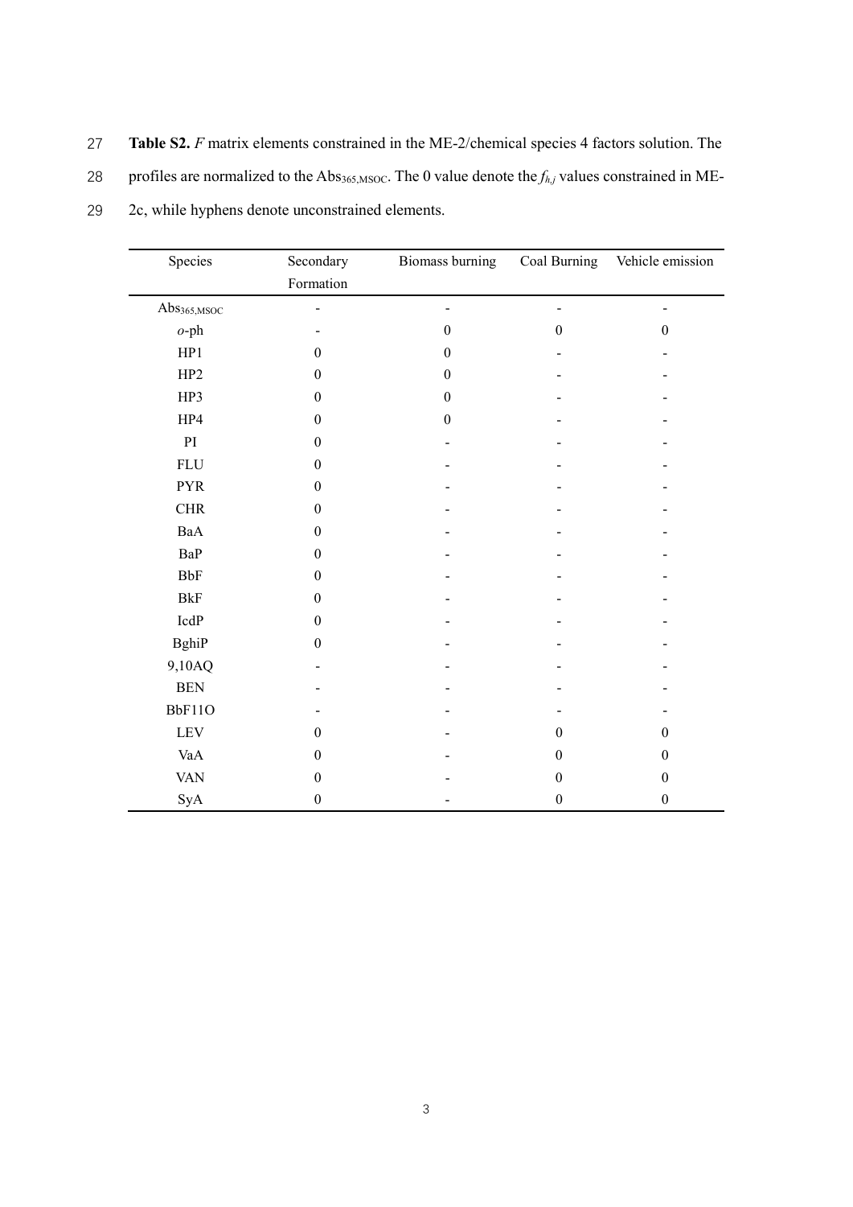**Table S2.** *F* matrix elements constrained in the ME-2/chemical species 4 factors solution. The profiles are normalized to the $Abs_{365,MSOC}$. The 0 value denote the $f_{h,j}$ values constrained in ME-2c, while hyphens denote unconstrained elements.

| Species | Secondary Formation | Biomass burning | Coal Burning | Vehicle emission |
| --- | --- | --- | --- | --- |
| $Abs_{365,MSOC}$ | - | - | - | - |
| *o*-ph | - | 0 | 0 | 0 |
| HP1 | 0 | 0 | - | - |
| HP2 | 0 | 0 | - | - |
| HP3 | 0 | 0 | - | - |
| HP4 | 0 | 0 | - | - |
| PI | 0 | - | - | - |
| FLU | 0 | - | - | - |
| PYR | 0 | - | - | - |
| CHR | 0 | - | - | - |
| BaA | 0 | - | - | - |
| BaP | 0 | - | - | - |
| BbF | 0 | - | - | - |
| BkF | 0 | - | - | - |
| IcdP | 0 | - | - | - |
| BghiP | 0 | - | - | - |
| 9,10AQ | - | - | - | - |
| BEN | - | - | - | - |
| BbF11O | - | - | - | - |
| LEV | 0 | - | 0 | 0 |
| VaA | 0 | - | 0 | 0 |
| VAN | 0 | - | 0 | 0 |
| SyA | 0 | - | 0 | 0 |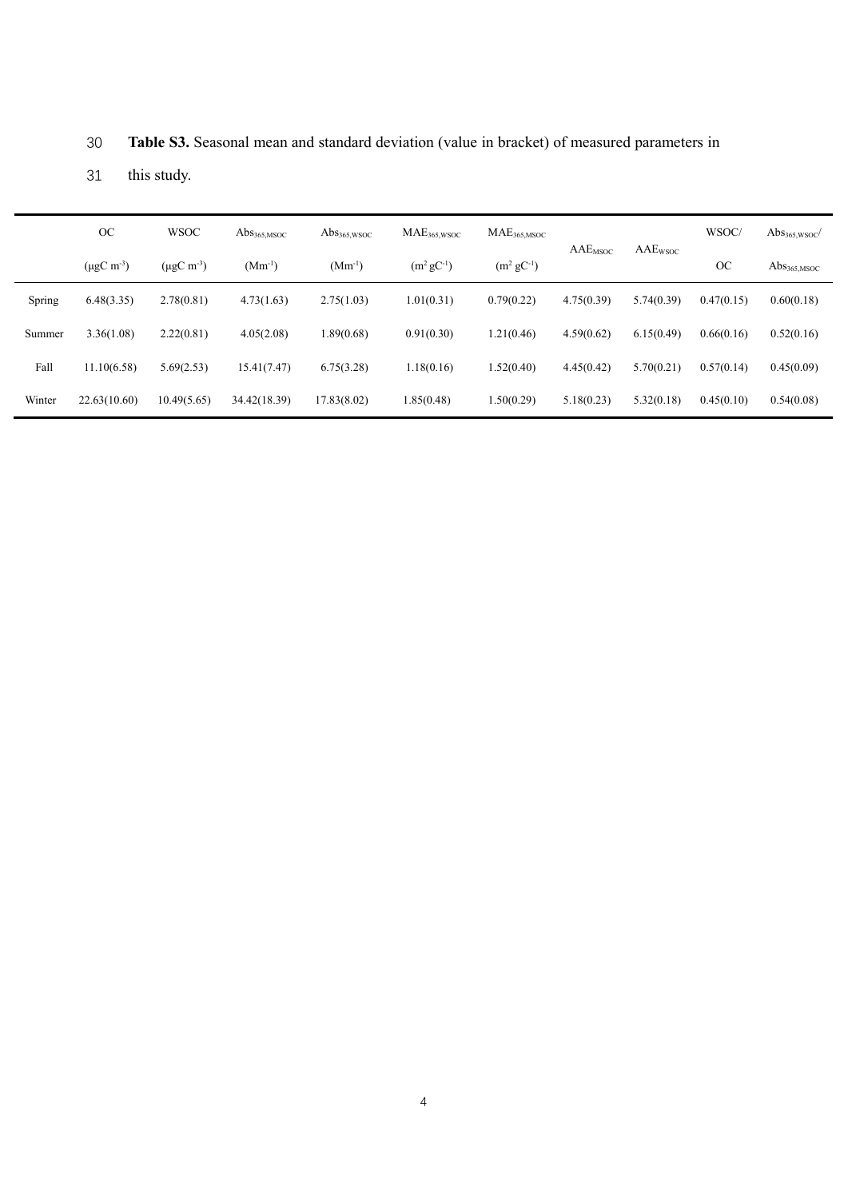**Table S3.** Seasonal mean and standard deviation (value in bracket) of measured parameters in this study.

| | OC ($\mu$gC $m^{-3}$) | WSOC ($\mu$gC $m^{-3}$) | $Abs_{365,MSOC}$ ($Mm^{-1}$) | $Abs_{365,WSOC}$ ($Mm^{-1}$) | $MAE_{365,WSOC}$ ($m^2$ $gC^{-1}$) | $MAE_{365,MSOC}$ ($m^2$ $gC^{-1}$) | $AAE_{MSOC}$ | $AAE_{WSOC}$ | WSOC/ OC | $Abs_{365,WSOC}$/ $Abs_{365,MSOC}$ |
|---|---|---|---|---|---|---|---|---|---|---|
| Spring | 6.48(3.35) | 2.78(0.81) | 4.73(1.63) | 2.75(1.03) | 1.01(0.31) | 0.79(0.22) | 4.75(0.39) | 5.74(0.39) | 0.47(0.15) | 0.60(0.18) |
| Summer | 3.36(1.08) | 2.22(0.81) | 4.05(2.08) | 1.89(0.68) | 0.91(0.30) | 1.21(0.46) | 4.59(0.62) | 6.15(0.49) | 0.66(0.16) | 0.52(0.16) |
| Fall | 11.10(6.58) | 5.69(2.53) | 15.41(7.47) | 6.75(3.28) | 1.18(0.16) | 1.52(0.40) | 4.45(0.42) | 5.70(0.21) | 0.57(0.14) | 0.45(0.09) |
| Winter | 22.63(10.60) | 10.49(5.65) | 34.42(18.39) | 17.83(8.02) | 1.85(0.48) | 1.50(0.29) | 5.18(0.23) | 5.32(0.18) | 0.45(0.10) | 0.54(0.08) |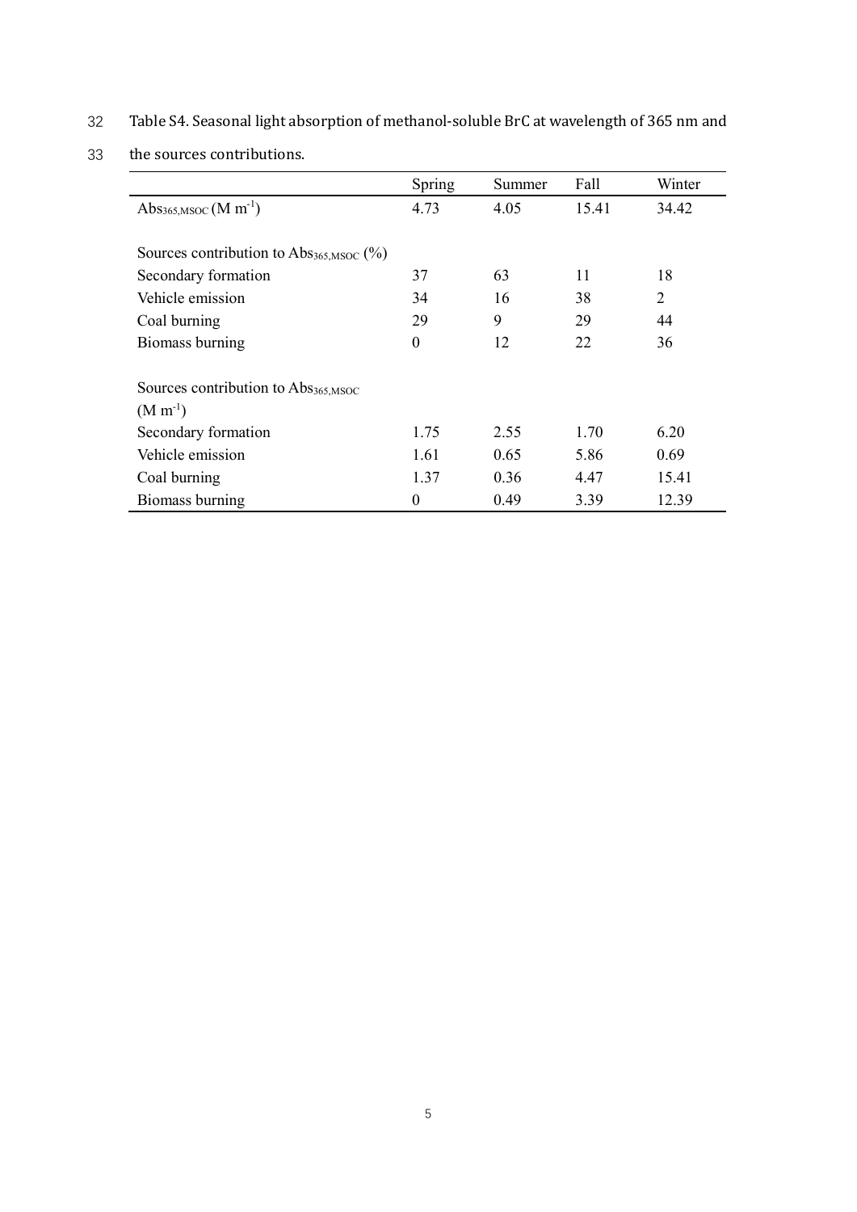Table S4. Seasonal light absorption of methanol-soluble BrC at wavelength of 365 nm and the sources contributions.

| | Spring | Summer | Fall | Winter |
|---|---|---|---|---|
| $Abs_{365,MSOC}$ (M $m^{-1}$) | 4.73 | 4.05 | 15.41 | 34.42 |
| | | | | |
| Sources contribution to $Abs_{365,MSOC}$ (%) | | | | |
| Secondary formation | 37 | 63 | 11 | 18 |
| Vehicle emission | 34 | 16 | 38 | 2 |
| Coal burning | 29 | 9 | 29 | 44 |
| Biomass burning | 0 | 12 | 22 | 36 |
| | | | | |
| Sources contribution to $Abs_{365,MSOC}$ (M $m^{-1}$) | | | | |
| Secondary formation | 1.75 | 2.55 | 1.70 | 6.20 |
| Vehicle emission | 1.61 | 0.65 | 5.86 | 0.69 |
| Coal burning | 1.37 | 0.36 | 4.47 | 15.41 |
| Biomass burning | 0 | 0.49 | 3.39 | 12.39 |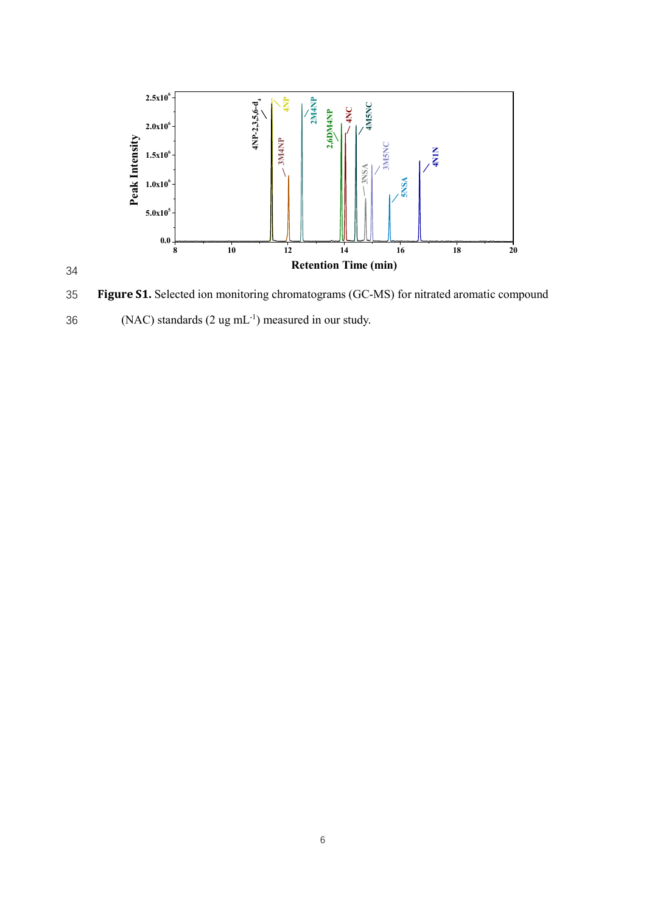**Figure S1.** Selected ion monitoring chromatograms (GC-MS) for nitrated aromatic compound (NAC) standards (2 ug $mL^{-1}$) measured in our study.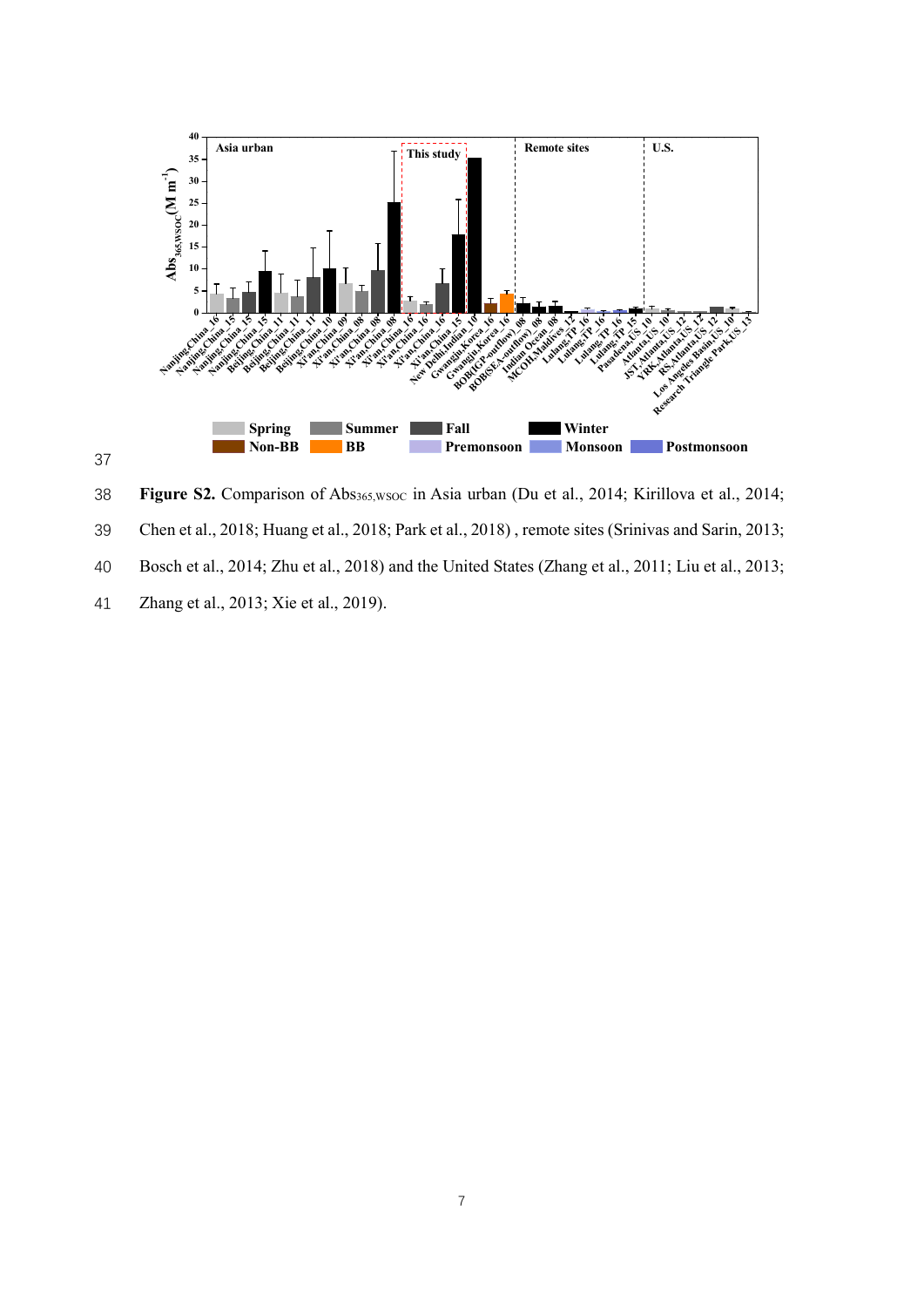**Figure S2.** Comparison of $Abs_{365,WSOC}$ in Asia urban (Du et al., 2014; Kirillova et al., 2014; Chen et al., 2018; Huang et al., 2018; Park et al., 2018) , remote sites (Srinivas and Sarin, 2013; Bosch et al., 2014; Zhu et al., 2018) and the United States (Zhang et al., 2011; Liu et al., 2013; Zhang et al., 2013; Xie et al., 2019).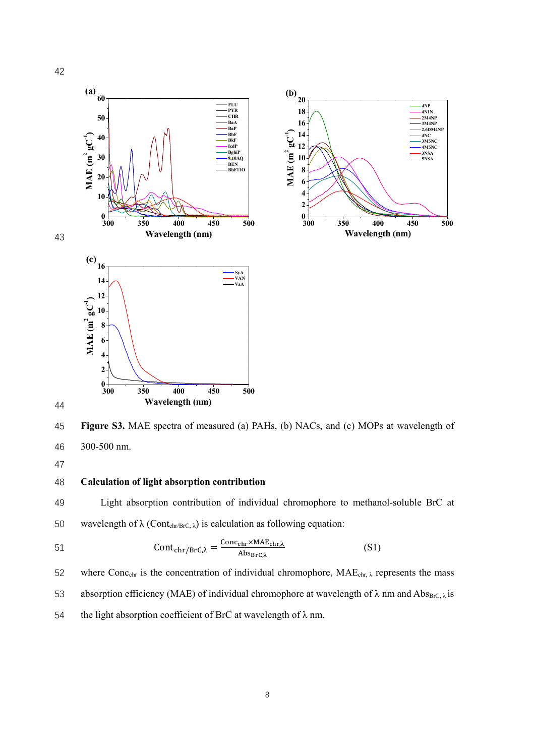**Figure S3.** MAE spectra of measured (a) PAHs, (b) NACs, and (c) MOPs at wavelength of 300-500 nm.

**Calculation of light absorption contribution**

Light absorption contribution of individual chromophore to methanol-soluble BrC at wavelength of λ ($Cont_{chr/BrC,\lambda}$) is calculation as following equation:

$$Cont_{chr/BrC,\lambda} = \frac{Conc_{chr} \times MAE_{chr,\lambda}}{Abs_{BrC,\lambda}} \quad \text{(S1)}$$

where $Conc_{chr}$ is the concentration of individual chromophore, $MAE_{chr,\lambda}$ represents the mass absorption efficiency (MAE) of individual chromophore at wavelength of λ nm and $Abs_{BrC,\lambda}$ is the light absorption coefficient of BrC at wavelength of λ nm.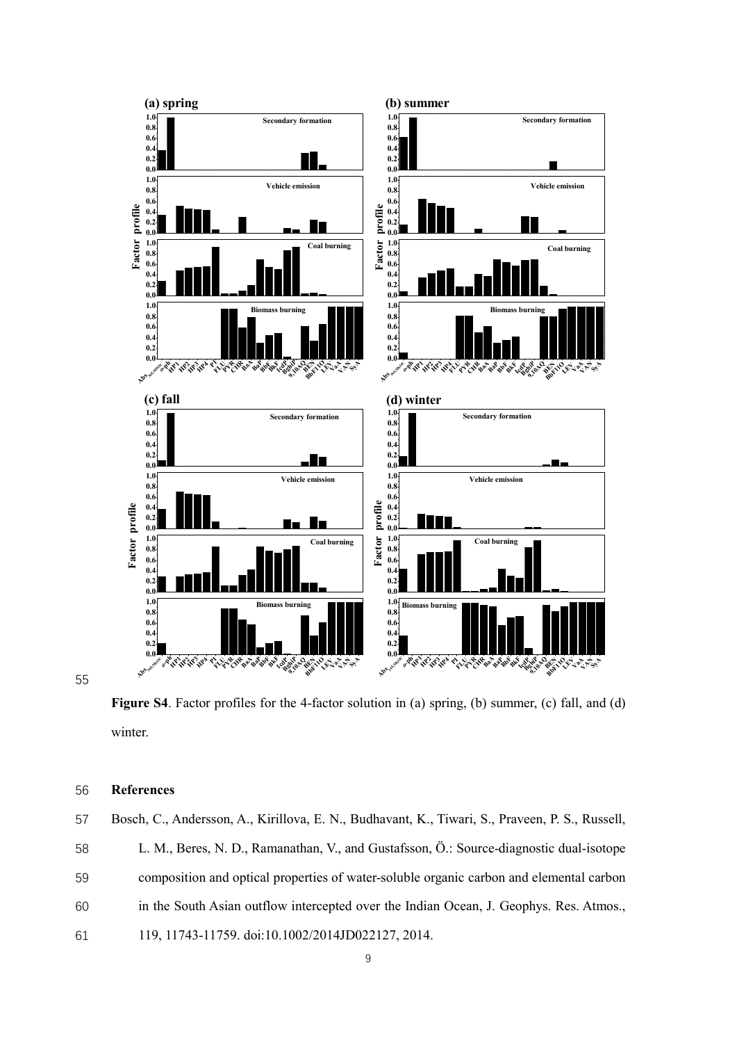**Figure S4**. Factor profiles for the 4-factor solution in (a) spring, (b) summer, (c) fall, and (d) winter.

## References

Bosch, C., Andersson, A., Kirillova, E. N., Budhavant, K., Tiwari, S., Praveen, P. S., Russell, L. M., Beres, N. D., Ramanathan, V., and Gustafsson, Ö.: Source-diagnostic dual-isotope composition and optical properties of water-soluble organic carbon and elemental carbon in the South Asian outflow intercepted over the Indian Ocean, J. Geophys. Res. Atmos., 119, 11743-11759. doi:10.1002/2014JD022127, 2014.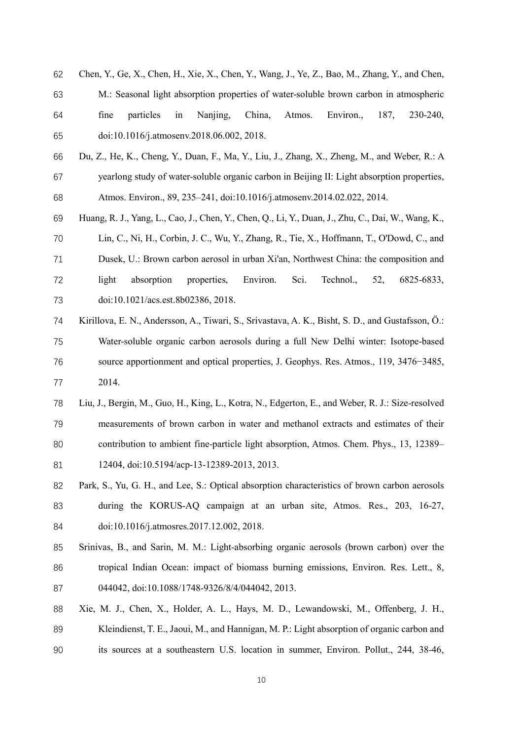Chen, Y., Ge, X., Chen, H., Xie, X., Chen, Y., Wang, J., Ye, Z., Bao, M., Zhang, Y., and Chen, M.: Seasonal light absorption properties of water-soluble brown carbon in atmospheric fine particles in Nanjing, China, Atmos. Environ., 187, 230-240, doi:10.1016/j.atmosenv.2018.06.002, 2018.

Du, Z., He, K., Cheng, Y., Duan, F., Ma, Y., Liu, J., Zhang, X., Zheng, M., and Weber, R.: A yearlong study of water-soluble organic carbon in Beijing II: Light absorption properties, Atmos. Environ., 89, 235–241, doi:10.1016/j.atmosenv.2014.02.022, 2014.

Huang, R. J., Yang, L., Cao, J., Chen, Y., Chen, Q., Li, Y., Duan, J., Zhu, C., Dai, W., Wang, K., Lin, C., Ni, H., Corbin, J. C., Wu, Y., Zhang, R., Tie, X., Hoffmann, T., O'Dowd, C., and Dusek, U.: Brown carbon aerosol in urban Xi'an, Northwest China: the composition and light absorption properties, Environ. Sci. Technol., 52, 6825-6833, doi:10.1021/acs.est.8b02386, 2018.

Kirillova, E. N., Andersson, A., Tiwari, S., Srivastava, A. K., Bisht, S. D., and Gustafsson, Ö.: Water-soluble organic carbon aerosols during a full New Delhi winter: Isotope-based source apportionment and optical properties, J. Geophys. Res. Atmos., 119, 3476−3485, 2014.

Liu, J., Bergin, M., Guo, H., King, L., Kotra, N., Edgerton, E., and Weber, R. J.: Size-resolved measurements of brown carbon in water and methanol extracts and estimates of their contribution to ambient fine-particle light absorption, Atmos. Chem. Phys., 13, 12389–12404, doi:10.5194/acp-13-12389-2013, 2013.

Park, S., Yu, G. H., and Lee, S.: Optical absorption characteristics of brown carbon aerosols during the KORUS-AQ campaign at an urban site, Atmos. Res., 203, 16-27, doi:10.1016/j.atmosres.2017.12.002, 2018.

Srinivas, B., and Sarin, M. M.: Light-absorbing organic aerosols (brown carbon) over the tropical Indian Ocean: impact of biomass burning emissions, Environ. Res. Lett., 8, 044042, doi:10.1088/1748-9326/8/4/044042, 2013.

Xie, M. J., Chen, X., Holder, A. L., Hays, M. D., Lewandowski, M., Offenberg, J. H., Kleindienst, T. E., Jaoui, M., and Hannigan, M. P.: Light absorption of organic carbon and its sources at a southeastern U.S. location in summer, Environ. Pollut., 244, 38-46,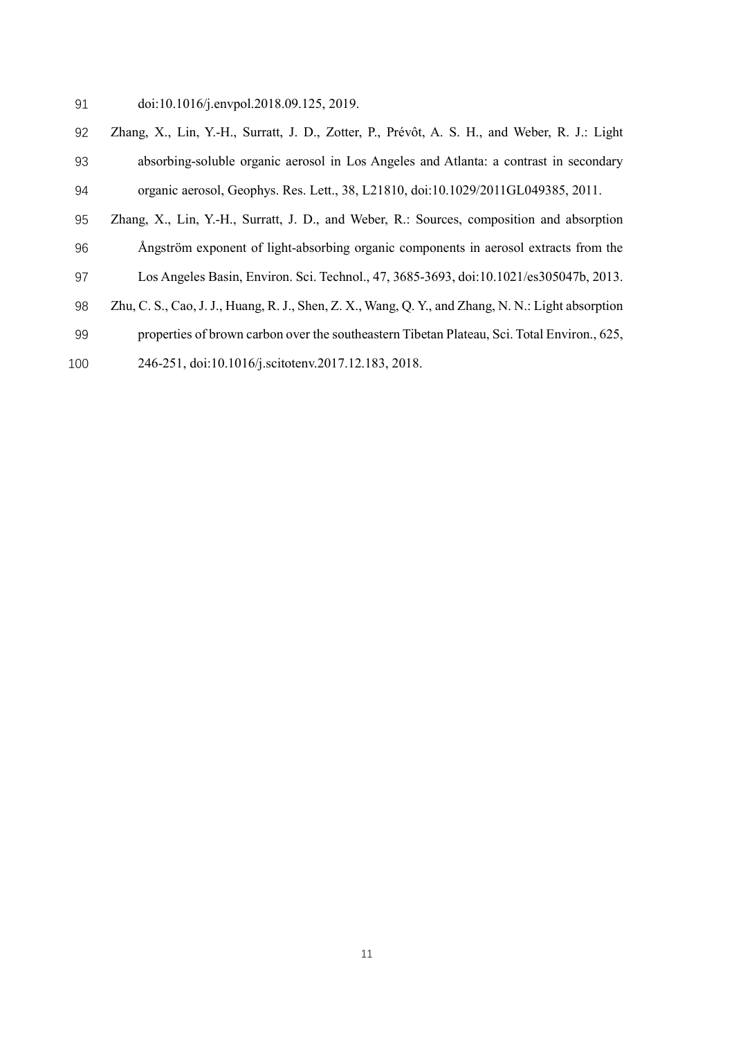doi:10.1016/j.envpol.2018.09.125, 2019.

Zhang, X., Lin, Y.-H., Surratt, J. D., Zotter, P., Prévôt, A. S. H., and Weber, R. J.: Light absorbing-soluble organic aerosol in Los Angeles and Atlanta: a contrast in secondary organic aerosol, Geophys. Res. Lett., 38, L21810, doi:10.1029/2011GL049385, 2011.

Zhang, X., Lin, Y.-H., Surratt, J. D., and Weber, R.: Sources, composition and absorption Ångström exponent of light-absorbing organic components in aerosol extracts from the Los Angeles Basin, Environ. Sci. Technol., 47, 3685-3693, doi:10.1021/es305047b, 2013.

Zhu, C. S., Cao, J. J., Huang, R. J., Shen, Z. X., Wang, Q. Y., and Zhang, N. N.: Light absorption properties of brown carbon over the southeastern Tibetan Plateau, Sci. Total Environ., 625, 246-251, doi:10.1016/j.scitotenv.2017.12.183, 2018.